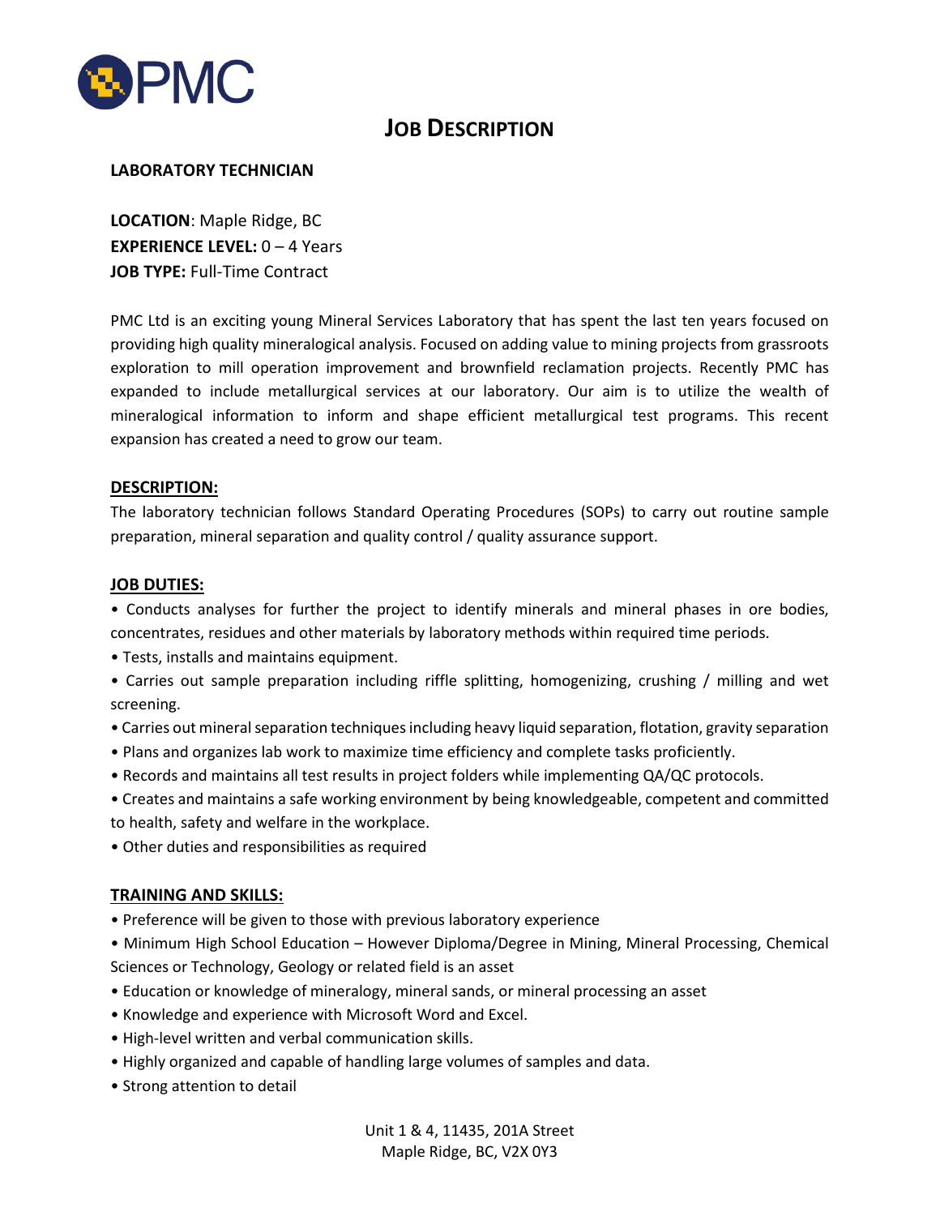PMC

# JOB DESCRIPTION

**LABORATORY TECHNICIAN**

**LOCATION**: Maple Ridge, BC
**EXPERIENCE LEVEL:** 0 – 4 Years
**JOB TYPE:** Full-Time Contract

PMC Ltd is an exciting young Mineral Services Laboratory that has spent the last ten years focused on providing high quality mineralogical analysis. Focused on adding value to mining projects from grassroots exploration to mill operation improvement and brownfield reclamation projects. Recently PMC has expanded to include metallurgical services at our laboratory. Our aim is to utilize the wealth of mineralogical information to inform and shape efficient metallurgical test programs. This recent expansion has created a need to grow our team.

## DESCRIPTION:

The laboratory technician follows Standard Operating Procedures (SOPs) to carry out routine sample preparation, mineral separation and quality control / quality assurance support.

## JOB DUTIES:

- Conducts analyses for further the project to identify minerals and mineral phases in ore bodies, concentrates, residues and other materials by laboratory methods within required time periods.
- Tests, installs and maintains equipment.
- Carries out sample preparation including riffle splitting, homogenizing, crushing / milling and wet screening.
- Carries out mineral separation techniques including heavy liquid separation, flotation, gravity separation
- Plans and organizes lab work to maximize time efficiency and complete tasks proficiently.
- Records and maintains all test results in project folders while implementing QA/QC protocols.
- Creates and maintains a safe working environment by being knowledgeable, competent and committed to health, safety and welfare in the workplace.
- Other duties and responsibilities as required

## TRAINING AND SKILLS:

- Preference will be given to those with previous laboratory experience
- Minimum High School Education – However Diploma/Degree in Mining, Mineral Processing, Chemical Sciences or Technology, Geology or related field is an asset
- Education or knowledge of mineralogy, mineral sands, or mineral processing an asset
- Knowledge and experience with Microsoft Word and Excel.
- High-level written and verbal communication skills.
- Highly organized and capable of handling large volumes of samples and data.
- Strong attention to detail

Unit 1 & 4, 11435, 201A Street
Maple Ridge, BC, V2X 0Y3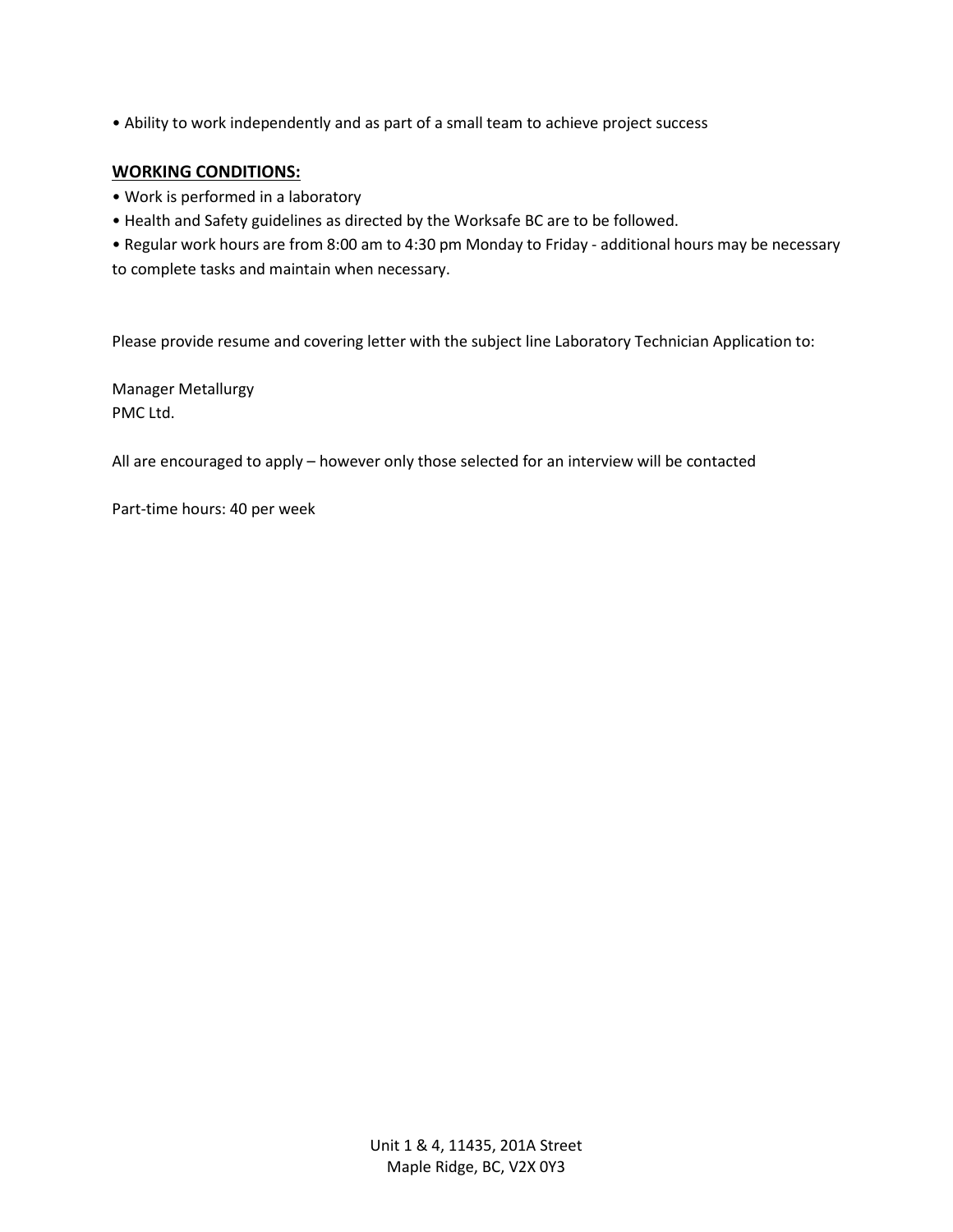• Ability to work independently and as part of a small team to achieve project success

**WORKING CONDITIONS:**

• Work is performed in a laboratory
• Health and Safety guidelines as directed by the Worksafe BC are to be followed.
• Regular work hours are from 8:00 am to 4:30 pm Monday to Friday - additional hours may be necessary to complete tasks and maintain when necessary.

Please provide resume and covering letter with the subject line Laboratory Technician Application to:

Manager Metallurgy
PMC Ltd.

All are encouraged to apply – however only those selected for an interview will be contacted

Part-time hours: 40 per week

Unit 1 & 4, 11435, 201A Street
Maple Ridge, BC, V2X 0Y3